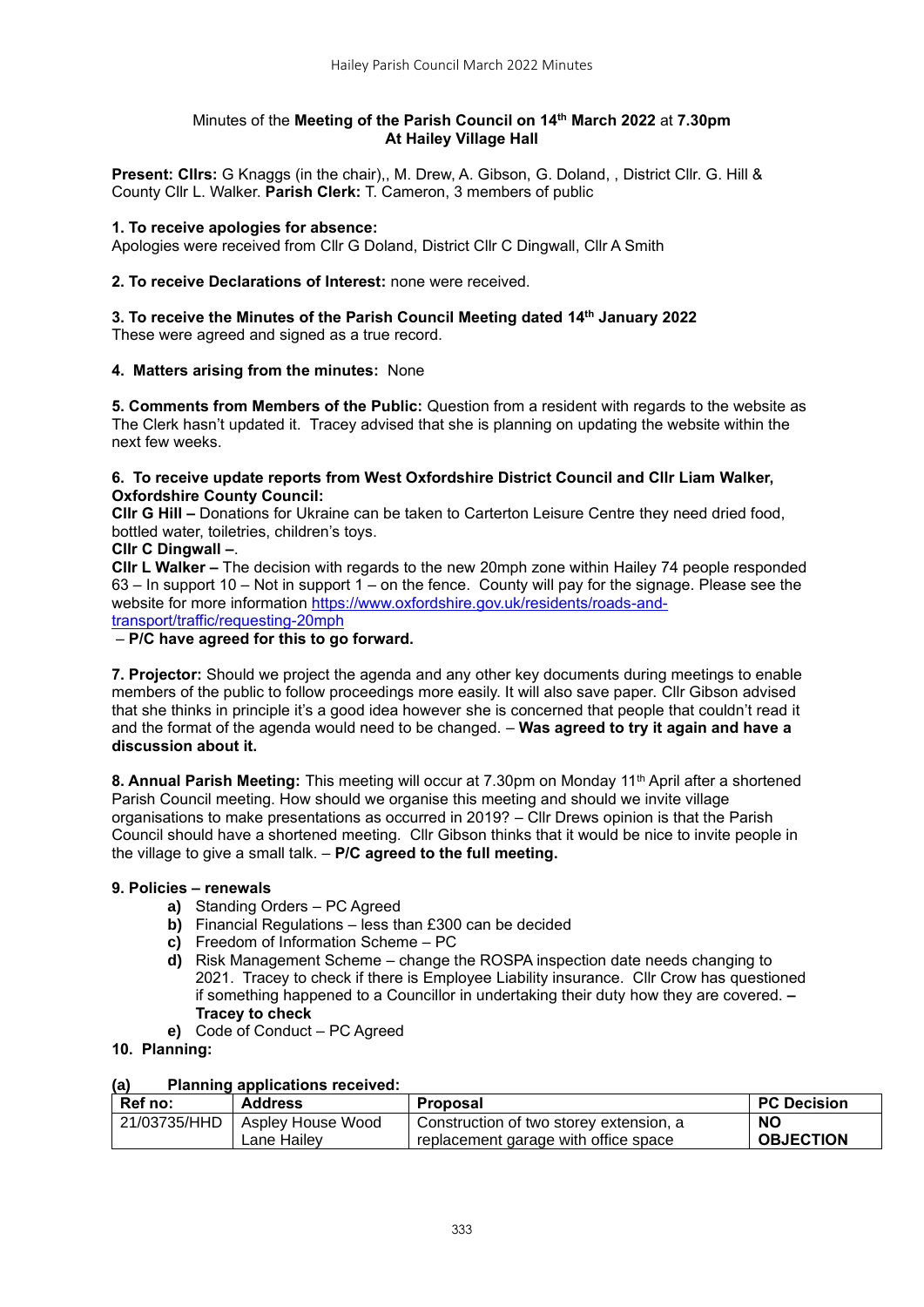Minutes of the **Meeting of the Parish Council on 14th March 2022** at **7.30pm**
**At Hailey Village Hall**

**Present: Cllrs:** G Knaggs (in the chair),, M. Drew, A. Gibson, G. Doland, , District Cllr. G. Hill & County Cllr L. Walker. **Parish Clerk:** T. Cameron, 3 members of public

**1. To receive apologies for absence:**
Apologies were received from Cllr G Doland, District Cllr C Dingwall, Cllr A Smith

**2. To receive Declarations of Interest:** none were received.

**3. To receive the Minutes of the Parish Council Meeting dated 14th January 2022**
These were agreed and signed as a true record.

**4. Matters arising from the minutes:** None

**5. Comments from Members of the Public:** Question from a resident with regards to the website as The Clerk hasn't updated it. Tracey advised that she is planning on updating the website within the next few weeks.

**6. To receive update reports from West Oxfordshire District Council and Cllr Liam Walker, Oxfordshire County Council:**
**Cllr G Hill –** Donations for Ukraine can be taken to Carterton Leisure Centre they need dried food, bottled water, toiletries, children's toys.
**Cllr C Dingwall –**.
**Cllr L Walker –** The decision with regards to the new 20mph zone within Hailey 74 people responded 63 – In support 10 – Not in support 1 – on the fence. County will pay for the signage. Please see the website for more information [https://www.oxfordshire.gov.uk/residents/roads-and-transport/traffic/requesting-20mph](https://www.oxfordshire.gov.uk/residents/roads-and-transport/traffic/requesting-20mph)
– **P/C have agreed for this to go forward.**

**7. Projector:** Should we project the agenda and any other key documents during meetings to enable members of the public to follow proceedings more easily. It will also save paper. Cllr Gibson advised that she thinks in principle it's a good idea however she is concerned that people that couldn't read it and the format of the agenda would need to be changed. – **Was agreed to try it again and have a discussion about it.**

**8. Annual Parish Meeting:** This meeting will occur at 7.30pm on Monday 11th April after a shortened Parish Council meeting. How should we organise this meeting and should we invite village organisations to make presentations as occurred in 2019? – Cllr Drews opinion is that the Parish Council should have a shortened meeting. Cllr Gibson thinks that it would be nice to invite people in the village to give a small talk. – **P/C agreed to the full meeting.**

**9. Policies – renewals**

- **a)** Standing Orders – PC Agreed
- **b)** Financial Regulations – less than £300 can be decided
- **c)** Freedom of Information Scheme – PC
- **d)** Risk Management Scheme – change the ROSPA inspection date needs changing to 2021. Tracey to check if there is Employee Liability insurance. Cllr Crow has questioned if something happened to a Councillor in undertaking their duty how they are covered. **– Tracey to check**
- **e)** Code of Conduct – PC Agreed

**10. Planning:**

**(a) Planning applications received:**

| Ref no: | Address | Proposal | PC Decision |
|---|---|---|---|
| 21/03735/HHD | Aspley House Wood Lane Hailey | Construction of two storey extension, a replacement garage with office space | **NO OBJECTION** |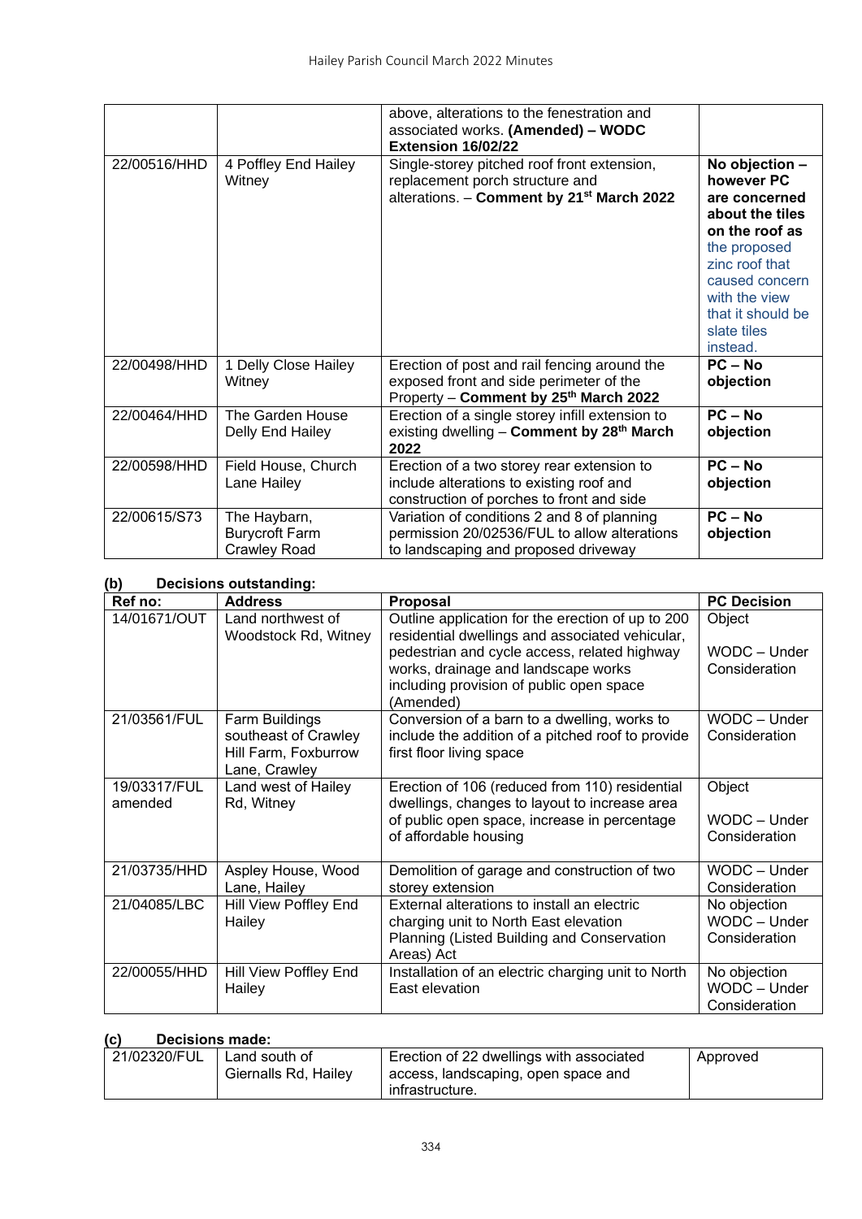| | | above, alterations to the fenestration and associated works. **(Amended) – WODC Extension 16/02/22** | |
|---|---|---|---|
| 22/00516/HHD | 4 Poffley End Hailey Witney | Single-storey pitched roof front extension, replacement porch structure and alterations. – **Comment by 21st March 2022** | **No objection – however PC are concerned about the tiles on the roof as** the proposed zinc roof that caused concern with the view that it should be slate tiles instead. |
| 22/00498/HHD | 1 Delly Close Hailey Witney | Erection of post and rail fencing around the exposed front and side perimeter of the Property – **Comment by 25th March 2022** | **PC – No objection** |
| 22/00464/HHD | The Garden House Delly End Hailey | Erection of a single storey infill extension to existing dwelling – **Comment by 28th March 2022** | **PC – No objection** |
| 22/00598/HHD | Field House, Church Lane Hailey | Erection of a two storey rear extension to include alterations to existing roof and construction of porches to front and side | **PC – No objection** |
| 22/00615/S73 | The Haybarn, Burycroft Farm Crawley Road | Variation of conditions 2 and 8 of planning permission 20/02536/FUL to allow alterations to landscaping and proposed driveway | **PC – No objection** |

**(b) Decisions outstanding:**

| Ref no: | Address | Proposal | PC Decision |
|---|---|---|---|
| 14/01671/OUT | Land northwest of Woodstock Rd, Witney | Outline application for the erection of up to 200 residential dwellings and associated vehicular, pedestrian and cycle access, related highway works, drainage and landscape works including provision of public open space (Amended) | Object<br><br>WODC – Under Consideration |
| 21/03561/FUL | Farm Buildings southeast of Crawley Hill Farm, Foxburrow Lane, Crawley | Conversion of a barn to a dwelling, works to include the addition of a pitched roof to provide first floor living space | WODC – Under Consideration |
| 19/03317/FUL amended | Land west of Hailey Rd, Witney | Erection of 106 (reduced from 110) residential dwellings, changes to layout to increase area of public open space, increase in percentage of affordable housing | Object<br><br>WODC – Under Consideration |
| 21/03735/HHD | Aspley House, Wood Lane, Hailey | Demolition of garage and construction of two storey extension | WODC – Under Consideration |
| 21/04085/LBC | Hill View Poffley End Hailey | External alterations to install an electric charging unit to North East elevation Planning (Listed Building and Conservation Areas) Act | No objection<br>WODC – Under Consideration |
| 22/00055/HHD | Hill View Poffley End Hailey | Installation of an electric charging unit to North East elevation | No objection<br>WODC – Under Consideration |

**(c) Decisions made:**

| | | | |
|---|---|---|---|
| 21/02320/FUL | Land south of Giernalls Rd, Hailey | Erection of 22 dwellings with associated access, landscaping, open space and infrastructure. | Approved |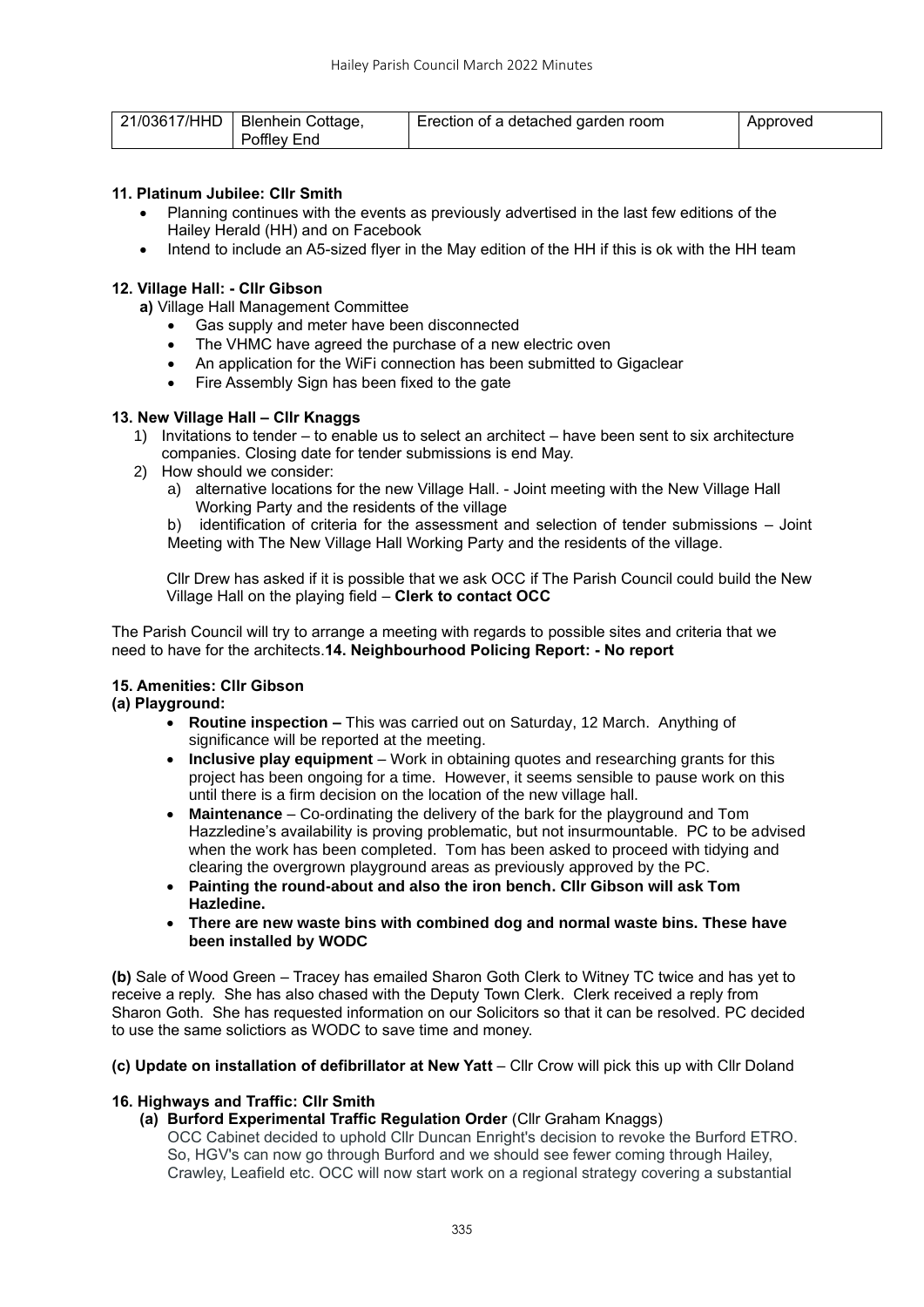| 21/03617/HHD | Blenhein Cottage, Poffley End | Erection of a detached garden room | Approved |
|---|---|---|---|

**11. Platinum Jubilee: Cllr Smith**

- Planning continues with the events as previously advertised in the last few editions of the Hailey Herald (HH) and on Facebook
- Intend to include an A5-sized flyer in the May edition of the HH if this is ok with the HH team

**12. Village Hall: - Cllr Gibson**

**a)** Village Hall Management Committee

- Gas supply and meter have been disconnected
- The VHMC have agreed the purchase of a new electric oven
- An application for the WiFi connection has been submitted to Gigaclear
- Fire Assembly Sign has been fixed to the gate

**13. New Village Hall – Cllr Knaggs**

1) Invitations to tender – to enable us to select an architect – have been sent to six architecture companies. Closing date for tender submissions is end May.
2) How should we consider:
   a) alternative locations for the new Village Hall. - Joint meeting with the New Village Hall Working Party and the residents of the village
   
   b) identification of criteria for the assessment and selection of tender submissions – Joint Meeting with The New Village Hall Working Party and the residents of the village.

   Cllr Drew has asked if it is possible that we ask OCC if The Parish Council could build the New Village Hall on the playing field – **Clerk to contact OCC**

The Parish Council will try to arrange a meeting with regards to possible sites and criteria that we need to have for the architects.**14. Neighbourhood Policing Report: - No report**

**15. Amenities: Cllr Gibson**

**(a) Playground:**

- **Routine inspection –** This was carried out on Saturday, 12 March. Anything of significance will be reported at the meeting.
- **Inclusive play equipment** – Work in obtaining quotes and researching grants for this project has been ongoing for a time. However, it seems sensible to pause work on this until there is a firm decision on the location of the new village hall.
- **Maintenance** – Co-ordinating the delivery of the bark for the playground and Tom Hazzledine's availability is proving problematic, but not insurmountable. PC to be advised when the work has been completed. Tom has been asked to proceed with tidying and clearing the overgrown playground areas as previously approved by the PC.
- **Painting the round-about and also the iron bench. Cllr Gibson will ask Tom Hazledine.**
- **There are new waste bins with combined dog and normal waste bins. These have been installed by WODC**

**(b)** Sale of Wood Green – Tracey has emailed Sharon Goth Clerk to Witney TC twice and has yet to receive a reply. She has also chased with the Deputy Town Clerk. Clerk received a reply from Sharon Goth. She has requested information on our Solicitors so that it can be resolved. PC decided to use the same solictiors as WODC to save time and money.

**(c) Update on installation of defibrillator at New Yatt** – Cllr Crow will pick this up with Cllr Doland

**16. Highways and Traffic: Cllr Smith**

**(a) Burford Experimental Traffic Regulation Order** (Cllr Graham Knaggs)

OCC Cabinet decided to uphold Cllr Duncan Enright's decision to revoke the Burford ETRO. So, HGV's can now go through Burford and we should see fewer coming through Hailey, Crawley, Leafield etc. OCC will now start work on a regional strategy covering a substantial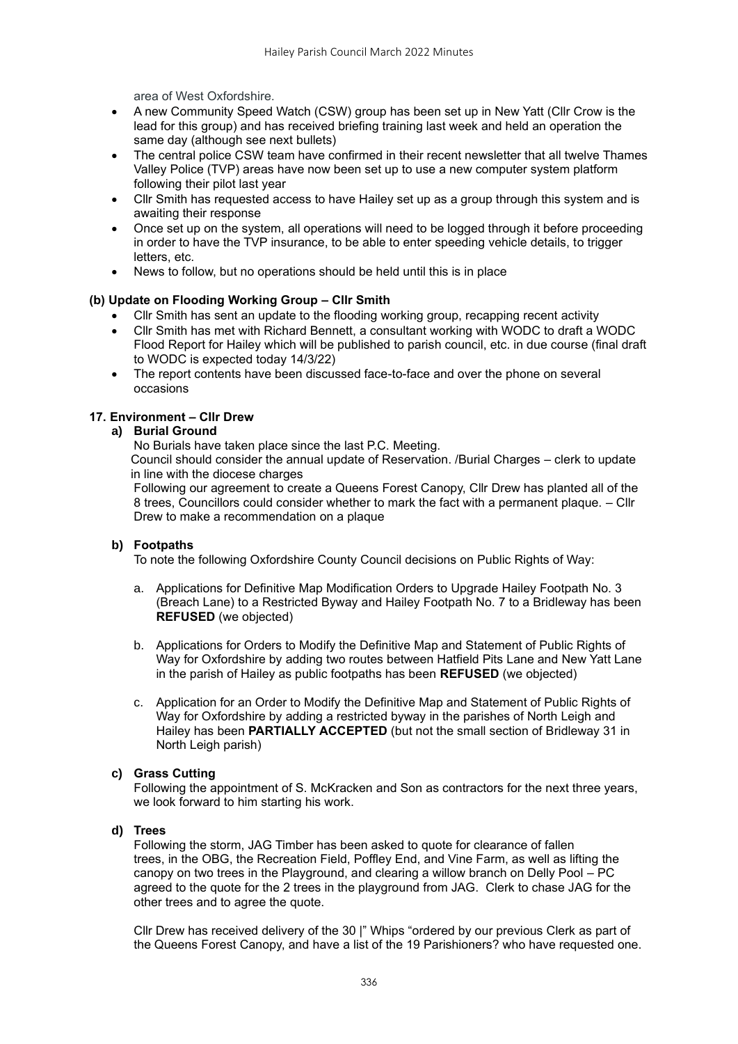area of West Oxfordshire.

- A new Community Speed Watch (CSW) group has been set up in New Yatt (Cllr Crow is the lead for this group) and has received briefing training last week and held an operation the same day (although see next bullets)
- The central police CSW team have confirmed in their recent newsletter that all twelve Thames Valley Police (TVP) areas have now been set up to use a new computer system platform following their pilot last year
- Cllr Smith has requested access to have Hailey set up as a group through this system and is awaiting their response
- Once set up on the system, all operations will need to be logged through it before proceeding in order to have the TVP insurance, to be able to enter speeding vehicle details, to trigger letters, etc.
- News to follow, but no operations should be held until this is in place

**(b) Update on Flooding Working Group – Cllr Smith**

- Cllr Smith has sent an update to the flooding working group, recapping recent activity
- Cllr Smith has met with Richard Bennett, a consultant working with WODC to draft a WODC Flood Report for Hailey which will be published to parish council, etc. in due course (final draft to WODC is expected today 14/3/22)
- The report contents have been discussed face-to-face and over the phone on several occasions

**17. Environment – Cllr Drew**

**a) Burial Ground**

No Burials have taken place since the last P.C. Meeting.

Council should consider the annual update of Reservation. /Burial Charges – clerk to update in line with the diocese charges

Following our agreement to create a Queens Forest Canopy, Cllr Drew has planted all of the 8 trees, Councillors could consider whether to mark the fact with a permanent plaque. – Cllr Drew to make a recommendation on a plaque

**b) Footpaths**

To note the following Oxfordshire County Council decisions on Public Rights of Way:

a. Applications for Definitive Map Modification Orders to Upgrade Hailey Footpath No. 3 (Breach Lane) to a Restricted Byway and Hailey Footpath No. 7 to a Bridleway has been **REFUSED** (we objected)

b. Applications for Orders to Modify the Definitive Map and Statement of Public Rights of Way for Oxfordshire by adding two routes between Hatfield Pits Lane and New Yatt Lane in the parish of Hailey as public footpaths has been **REFUSED** (we objected)

c. Application for an Order to Modify the Definitive Map and Statement of Public Rights of Way for Oxfordshire by adding a restricted byway in the parishes of North Leigh and Hailey has been **PARTIALLY ACCEPTED** (but not the small section of Bridleway 31 in North Leigh parish)

**c) Grass Cutting**

Following the appointment of S. McKracken and Son as contractors for the next three years, we look forward to him starting his work.

**d) Trees**

Following the storm, JAG Timber has been asked to quote for clearance of fallen trees, in the OBG, the Recreation Field, Poffley End, and Vine Farm, as well as lifting the canopy on two trees in the Playground, and clearing a willow branch on Delly Pool – PC agreed to the quote for the 2 trees in the playground from JAG. Clerk to chase JAG for the other trees and to agree the quote.

Cllr Drew has received delivery of the 30 |" Whips "ordered by our previous Clerk as part of the Queens Forest Canopy, and have a list of the 19 Parishioners? who have requested one.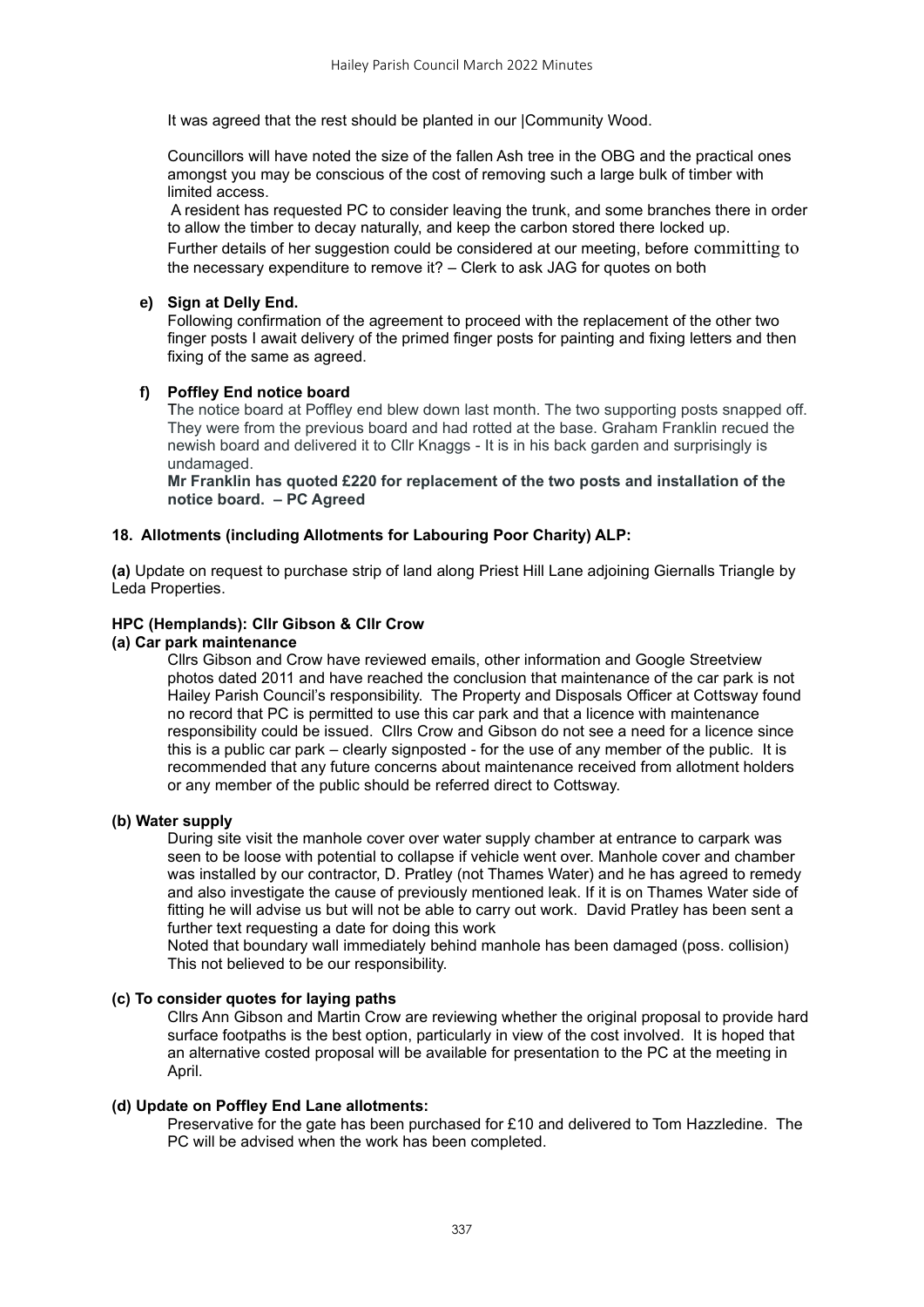It was agreed that the rest should be planted in our |Community Wood.

Councillors will have noted the size of the fallen Ash tree in the OBG and the practical ones amongst you may be conscious of the cost of removing such a large bulk of timber with limited access.

A resident has requested PC to consider leaving the trunk, and some branches there in order to allow the timber to decay naturally, and keep the carbon stored there locked up.

Further details of her suggestion could be considered at our meeting, before committing to the necessary expenditure to remove it? – Clerk to ask JAG for quotes on both

**e) Sign at Delly End.**

Following confirmation of the agreement to proceed with the replacement of the other two finger posts I await delivery of the primed finger posts for painting and fixing letters and then fixing of the same as agreed.

**f) Poffley End notice board**

The notice board at Poffley end blew down last month. The two supporting posts snapped off. They were from the previous board and had rotted at the base. Graham Franklin recued the newish board and delivered it to Cllr Knaggs - It is in his back garden and surprisingly is undamaged.

**Mr Franklin has quoted £220 for replacement of the two posts and installation of the notice board. – PC Agreed**

**18. Allotments (including Allotments for Labouring Poor Charity) ALP:**

**(a)** Update on request to purchase strip of land along Priest Hill Lane adjoining Giernalls Triangle by Leda Properties.

**HPC (Hemplands): Cllr Gibson & Cllr Crow**

**(a) Car park maintenance**

Cllrs Gibson and Crow have reviewed emails, other information and Google Streetview photos dated 2011 and have reached the conclusion that maintenance of the car park is not Hailey Parish Council's responsibility. The Property and Disposals Officer at Cottsway found no record that PC is permitted to use this car park and that a licence with maintenance responsibility could be issued. Cllrs Crow and Gibson do not see a need for a licence since this is a public car park – clearly signposted - for the use of any member of the public. It is recommended that any future concerns about maintenance received from allotment holders or any member of the public should be referred direct to Cottsway.

**(b) Water supply**

During site visit the manhole cover over water supply chamber at entrance to carpark was seen to be loose with potential to collapse if vehicle went over. Manhole cover and chamber was installed by our contractor, D. Pratley (not Thames Water) and he has agreed to remedy and also investigate the cause of previously mentioned leak. If it is on Thames Water side of fitting he will advise us but will not be able to carry out work. David Pratley has been sent a further text requesting a date for doing this work

Noted that boundary wall immediately behind manhole has been damaged (poss. collision) This not believed to be our responsibility.

**(c) To consider quotes for laying paths**

Cllrs Ann Gibson and Martin Crow are reviewing whether the original proposal to provide hard surface footpaths is the best option, particularly in view of the cost involved. It is hoped that an alternative costed proposal will be available for presentation to the PC at the meeting in April.

**(d) Update on Poffley End Lane allotments:**

Preservative for the gate has been purchased for £10 and delivered to Tom Hazzledine. The PC will be advised when the work has been completed.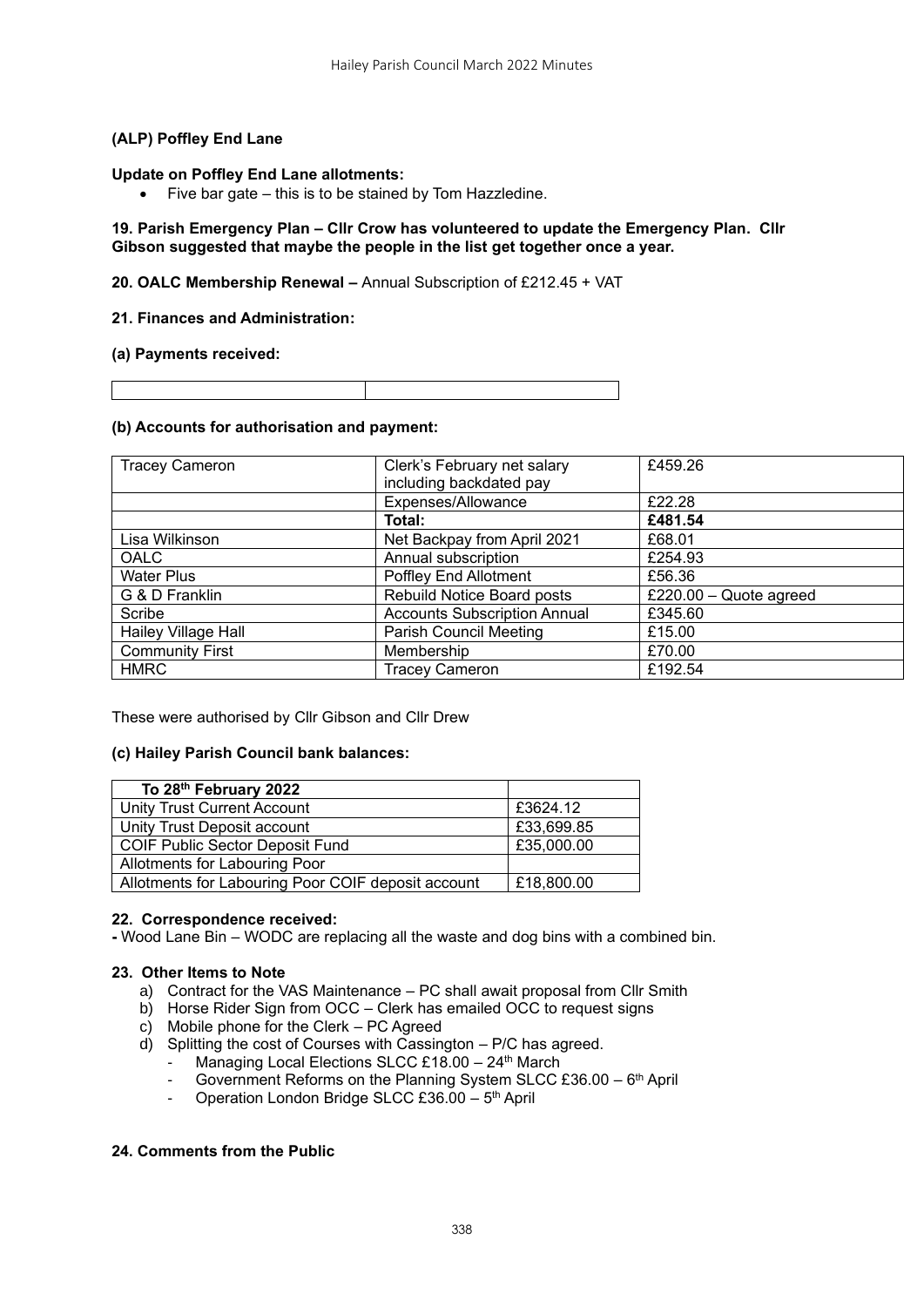**(ALP) Poffley End Lane**

**Update on Poffley End Lane allotments:**

- Five bar gate – this is to be stained by Tom Hazzledine.

**19. Parish Emergency Plan – Cllr Crow has volunteered to update the Emergency Plan. Cllr Gibson suggested that maybe the people in the list get together once a year.**

**20. OALC Membership Renewal –** Annual Subscription of £212.45 + VAT

**21. Finances and Administration:**

**(a) Payments received:**

| | |
|---|---|
| | |

**(b) Accounts for authorisation and payment:**

| | | |
|---|---|---|
| Tracey Cameron | Clerk's February net salary including backdated pay | £459.26 |
| | Expenses/Allowance | £22.28 |
| | **Total:** | **£481.54** |
| Lisa Wilkinson | Net Backpay from April 2021 | £68.01 |
| OALC | Annual subscription | £254.93 |
| Water Plus | Poffley End Allotment | £56.36 |
| G & D Franklin | Rebuild Notice Board posts | £220.00 – Quote agreed |
| Scribe | Accounts Subscription Annual | £345.60 |
| Hailey Village Hall | Parish Council Meeting | £15.00 |
| Community First | Membership | £70.00 |
| HMRC | Tracey Cameron | £192.54 |

These were authorised by Cllr Gibson and Cllr Drew

**(c) Hailey Parish Council bank balances:**

| **To 28th February 2022** | |
|---|---|
| Unity Trust Current Account | £3624.12 |
| Unity Trust Deposit account | £33,699.85 |
| COIF Public Sector Deposit Fund | £35,000.00 |
| Allotments for Labouring Poor | |
| Allotments for Labouring Poor COIF deposit account | £18,800.00 |

**22. Correspondence received:**

**-** Wood Lane Bin – WODC are replacing all the waste and dog bins with a combined bin.

**23. Other Items to Note**

a) Contract for the VAS Maintenance – PC shall await proposal from Cllr Smith
b) Horse Rider Sign from OCC – Clerk has emailed OCC to request signs
c) Mobile phone for the Clerk – PC Agreed
d) Splitting the cost of Courses with Cassington – P/C has agreed.
   - Managing Local Elections SLCC £18.00 – 24th March
   - Government Reforms on the Planning System SLCC £36.00 – 6th April
   - Operation London Bridge SLCC £36.00 – 5th April

**24. Comments from the Public**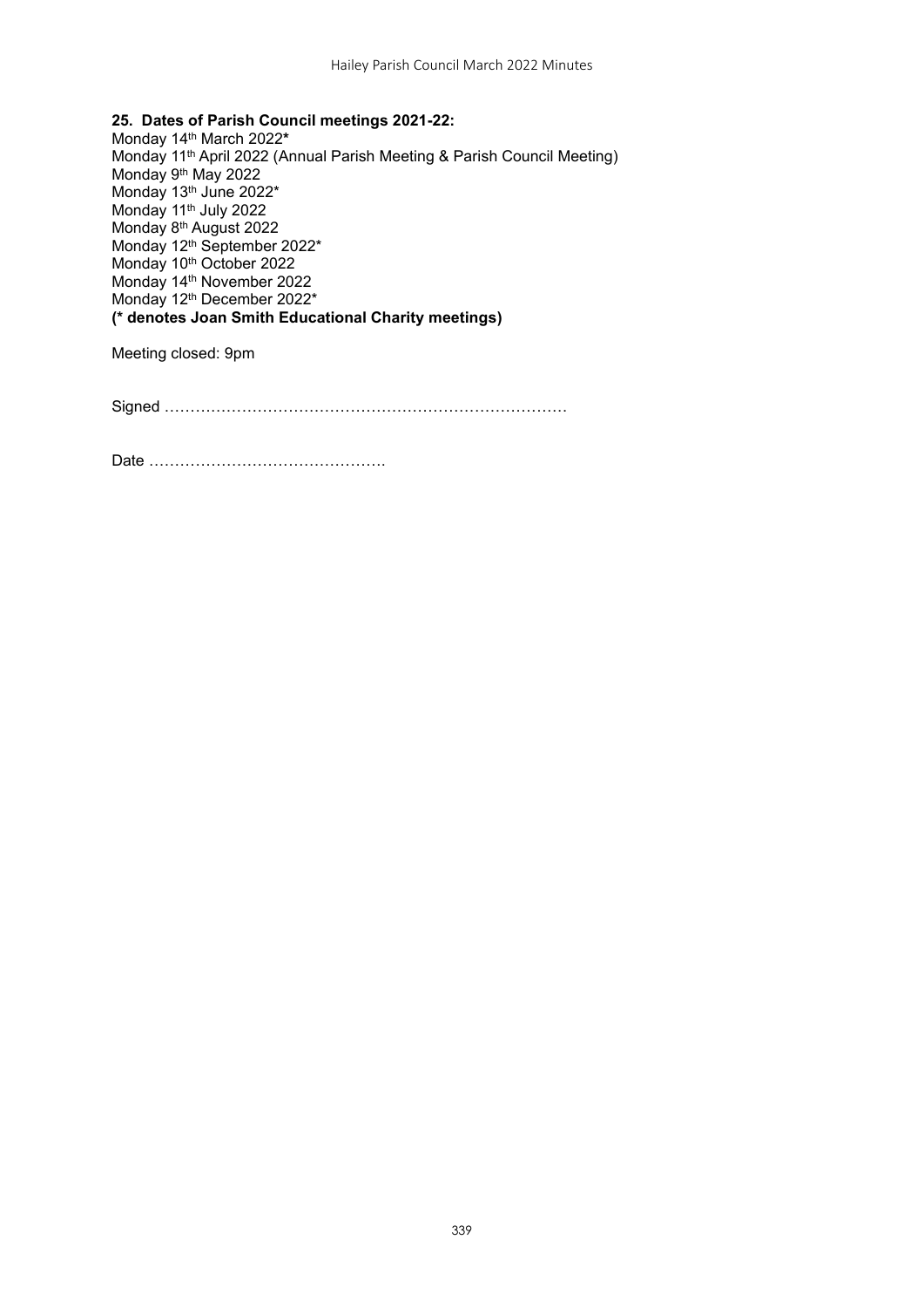**25. Dates of Parish Council meetings 2021-22:**

Monday 14th March 2022*
Monday 11th April 2022 (Annual Parish Meeting & Parish Council Meeting)
Monday 9th May 2022
Monday 13th June 2022*
Monday 11th July 2022
Monday 8th August 2022
Monday 12th September 2022*
Monday 10th October 2022
Monday 14th November 2022
Monday 12th December 2022*
**(* denotes Joan Smith Educational Charity meetings)**

Meeting closed: 9pm

Signed ……………………………………………………………………

Date ……………………………………….